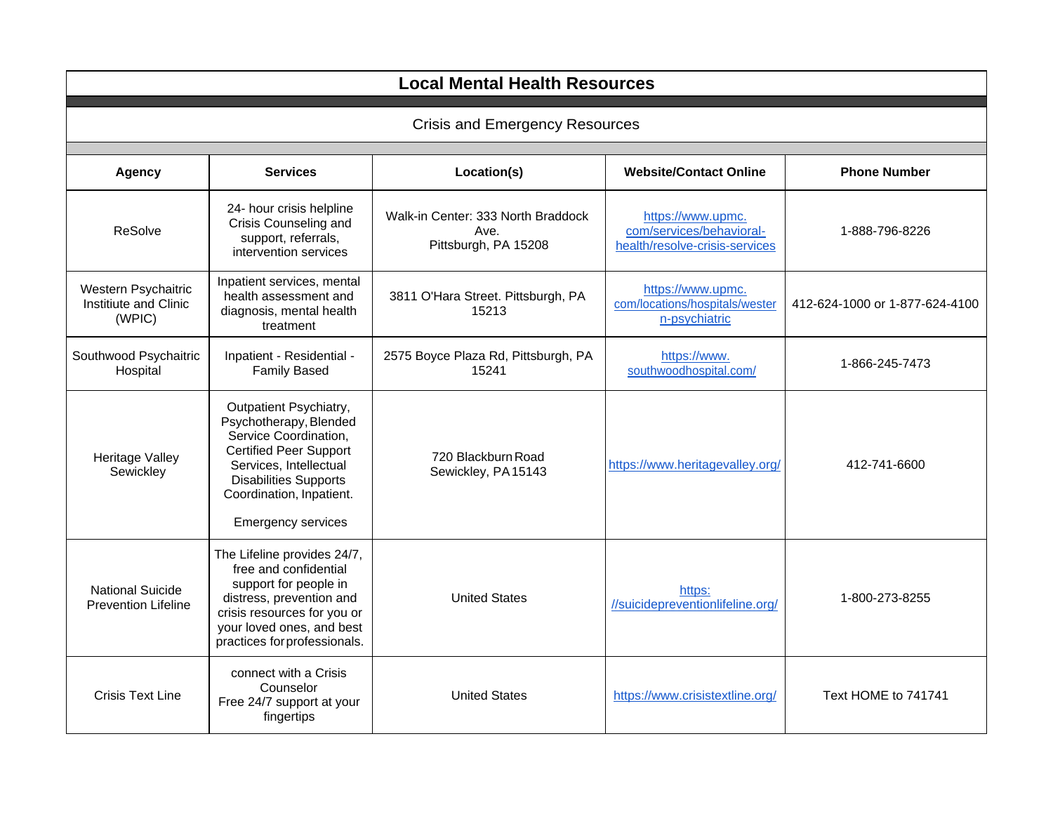# Local Mental Health Resources

## Crisis and Emergency Resources

| Agency | Services | Location(s) | Website/Contact Online | Phone Number |
|---|---|---|---|---|
| ReSolve | 24- hour crisis helpline Crisis Counseling and support, referrals, intervention services | Walk-in Center: 333 North Braddock Ave. Pittsburgh, PA 15208 | https://www.upmc.com/services/behavioral-health/resolve-crisis-services | 1-888-796-8226 |
| Western Psychaitric Instiitute and Clinic (WPIC) | Inpatient services, mental health assessment and diagnosis, mental health treatment | 3811 O'Hara Street. Pittsburgh, PA 15213 | https://www.upmc.com/locations/hospitals/western-psychiatric | 412-624-1000 or 1-877-624-4100 |
| Southwood Psychaitric Hospital | Inpatient - Residential - Family Based | 2575 Boyce Plaza Rd, Pittsburgh, PA 15241 | https://www.southwoodhospital.com/ | 1-866-245-7473 |
| Heritage Valley Sewickley | Outpatient Psychiatry, Psychotherapy, Blended Service Coordination, Certified Peer Support Services, Intellectual Disabilities Supports Coordination, Inpatient. Emergency services | 720 Blackburn Road Sewickley, PA 15143 | https://www.heritagevalley.org/ | 412-741-6600 |
| National Suicide Prevention Lifeline | The Lifeline provides 24/7, free and confidential support for people in distress, prevention and crisis resources for you or your loved ones, and best practices for professionals. | United States | https://suicidepreventionlifeline.org/ | 1-800-273-8255 |
| Crisis Text Line | connect with a Crisis Counselor Free 24/7 support at your fingertips | United States | https://www.crisistextline.org/ | Text HOME to 741741 |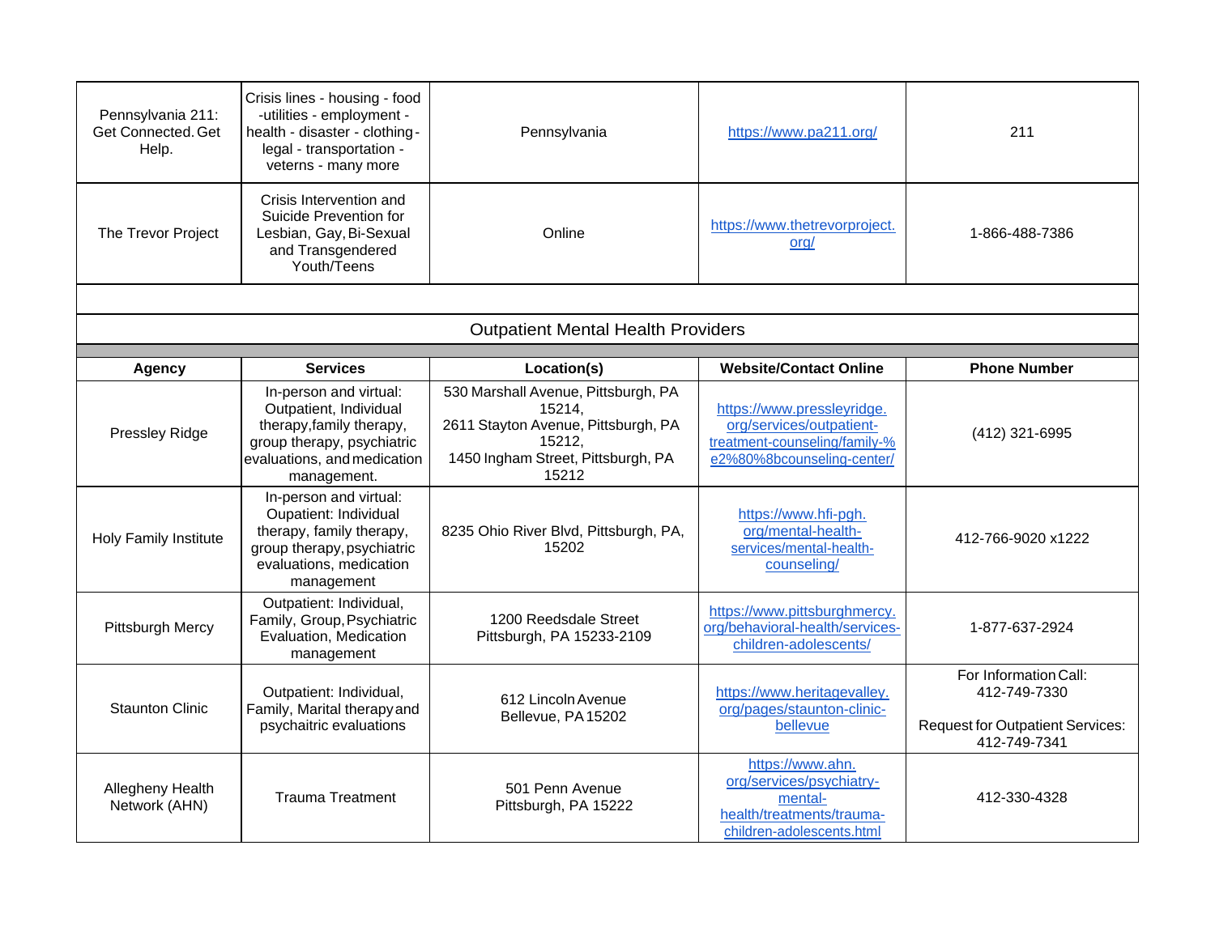| | | | | |
|---|---|---|---|---|
| Pennsylvania 211: Get Connected. Get Help. | Crisis lines - housing - food -utilities - employment - health - disaster - clothing - legal - transportation - veterns - many more | Pennsylvania | https://www.pa211.org/ | 211 |
| The Trevor Project | Crisis Intervention and Suicide Prevention for Lesbian, Gay, Bi-Sexual and Transgendered Youth/Teens | Online | https://www.thetrevorproject.org/ | 1-866-488-7386 |

## Outpatient Mental Health Providers

| Agency | Services | Location(s) | Website/Contact Online | Phone Number |
|---|---|---|---|---|
| Pressley Ridge | In-person and virtual: Outpatient, Individual therapy,family therapy, group therapy, psychiatric evaluations, and medication management. | 530 Marshall Avenue, Pittsburgh, PA 15214,<br>2611 Stayton Avenue, Pittsburgh, PA 15212,<br>1450 Ingham Street, Pittsburgh, PA 15212 | https://www.pressleyridge.org/services/outpatient-treatment-counseling/family-%e2%80%8bcounseling-center/ | (412) 321-6995 |
| Holy Family Institute | In-person and virtual: Oupatient: Individual therapy, family therapy, group therapy, psychiatric evaluations, medication management | 8235 Ohio River Blvd, Pittsburgh, PA, 15202 | https://www.hfi-pgh.org/mental-health-services/mental-health-counseling/ | 412-766-9020 x1222 |
| Pittsburgh Mercy | Outpatient: Individual, Family, Group, Psychiatric Evaluation, Medication management | 1200 Reedsdale Street Pittsburgh, PA 15233-2109 | https://www.pittsburghmercy.org/behavioral-health/services-children-adolescents/ | 1-877-637-2924 |
| Staunton Clinic | Outpatient: Individual, Family, Marital therapy and psychaitric evaluations | 612 Lincoln Avenue Bellevue, PA 15202 | https://www.heritagevalley.org/pages/staunton-clinic-bellevue | For Information Call: 412-749-7330<br><br>Request for Outpatient Services: 412-749-7341 |
| Allegheny Health Network (AHN) | Trauma Treatment | 501 Penn Avenue Pittsburgh, PA 15222 | https://www.ahn.org/services/psychiatry-mental-health/treatments/trauma-children-adolescents.html | 412-330-4328 |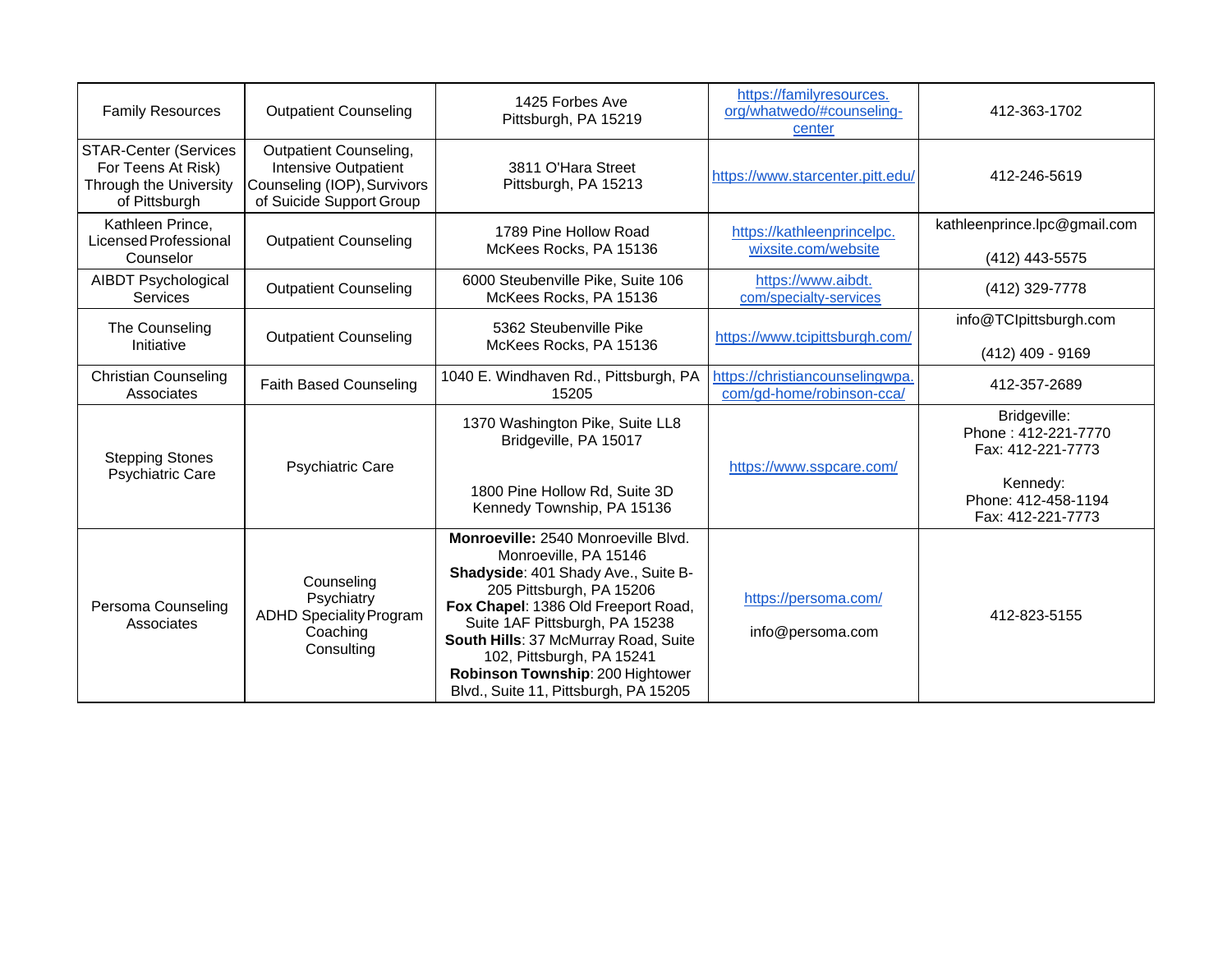| Family Resources | Outpatient Counseling | 1425 Forbes Ave Pittsburgh, PA 15219 | https://familyresources.org/whatwedo/#counseling-center | 412-363-1702 |
|---|---|---|---|---|
| STAR-Center (Services For Teens At Risk) Through the University of Pittsburgh | Outpatient Counseling, Intensive Outpatient Counseling (IOP), Survivors of Suicide Support Group | 3811 O'Hara Street Pittsburgh, PA 15213 | https://www.starcenter.pitt.edu/ | 412-246-5619 |
| Kathleen Prince, Licensed Professional Counselor | Outpatient Counseling | 1789 Pine Hollow Road McKees Rocks, PA 15136 | https://kathleenprincelpc.wixsite.com/website | kathleenprince.lpc@gmail.com<br><br>(412) 443-5575 |
| AIBDT Psychological Services | Outpatient Counseling | 6000 Steubenville Pike, Suite 106 McKees Rocks, PA 15136 | https://www.aibdt.com/specialty-services | (412) 329-7778 |
| The Counseling Initiative | Outpatient Counseling | 5362 Steubenville Pike McKees Rocks, PA 15136 | https://www.tcipittsburgh.com/ | info@TCIpittsburgh.com<br><br>(412) 409 - 9169 |
| Christian Counseling Associates | Faith Based Counseling | 1040 E. Windhaven Rd., Pittsburgh, PA 15205 | https://christiancounselingwpa.com/gd-home/robinson-cca/ | 412-357-2689 |
| Stepping Stones Psychiatric Care | Psychiatric Care | 1370 Washington Pike, Suite LL8 Bridgeville, PA 15017<br><br>1800 Pine Hollow Rd, Suite 3D Kennedy Township, PA 15136 | https://www.sspcare.com/ | Bridgeville:<br>Phone : 412-221-7770<br>Fax: 412-221-7773<br><br>Kennedy:<br>Phone: 412-458-1194<br>Fax: 412-221-7773 |
| Persoma Counseling Associates | Counseling<br>Psychiatry<br>ADHD Speciality Program<br>Coaching<br>Consulting | **Monroeville:** 2540 Monroeville Blvd. Monroeville, PA 15146<br>**Shadyside**: 401 Shady Ave., Suite B-205 Pittsburgh, PA 15206<br>**Fox Chapel**: 1386 Old Freeport Road, Suite 1AF Pittsburgh, PA 15238<br>**South Hills**: 37 McMurray Road, Suite 102, Pittsburgh, PA 15241<br>**Robinson Township**: 200 Hightower Blvd., Suite 11, Pittsburgh, PA 15205 | https://persoma.com/<br><br>info@persoma.com | 412-823-5155 |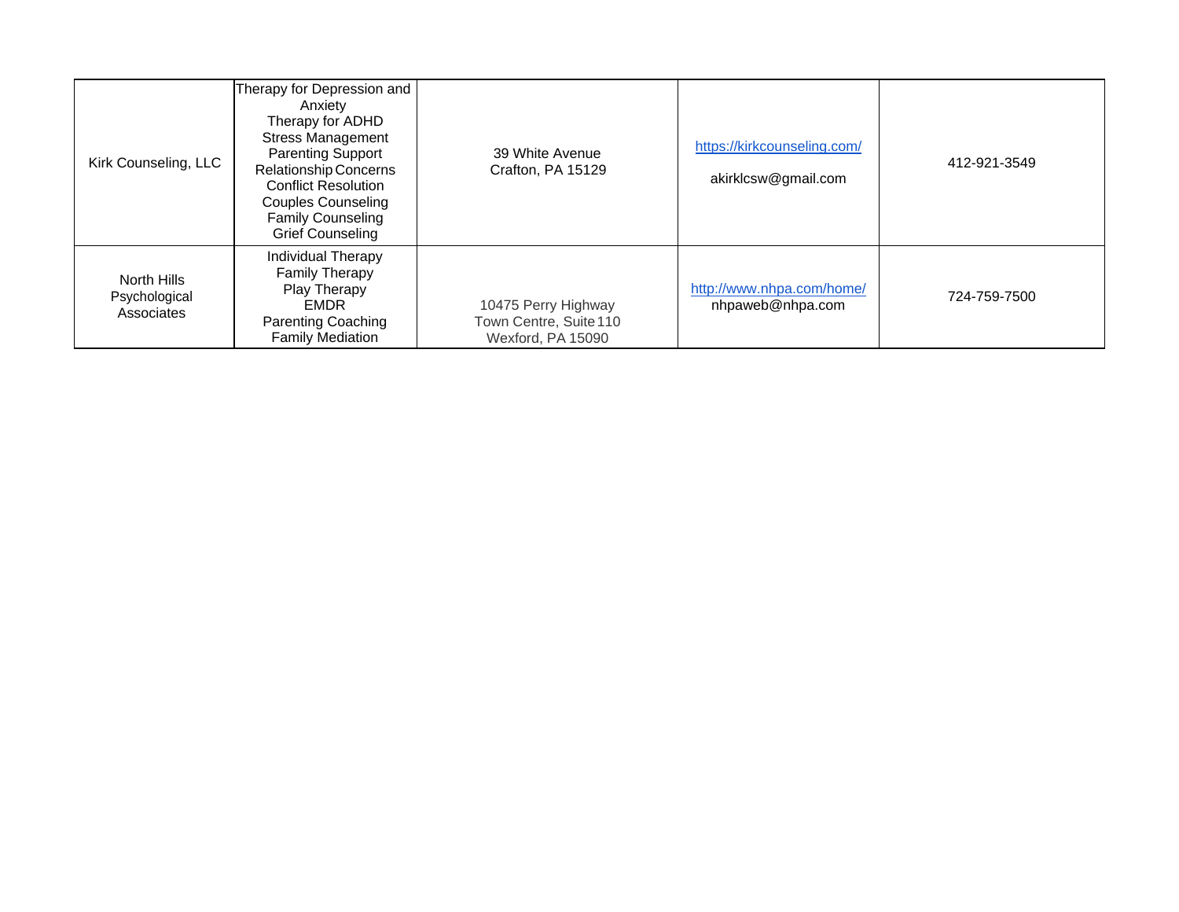| | | | | |
|---|---|---|---|---|
| Kirk Counseling, LLC | Therapy for Depression and Anxiety<br>Therapy for ADHD<br>Stress Management<br>Parenting Support<br>Relationship Concerns<br>Conflict Resolution<br>Couples Counseling<br>Family Counseling<br>Grief Counseling | 39 White Avenue<br>Crafton, PA 15129 | https://kirkcounseling.com/<br><br>akirklcsw@gmail.com | 412-921-3549 |
| North Hills Psychological Associates | Individual Therapy<br>Family Therapy<br>Play Therapy<br>EMDR<br>Parenting Coaching<br>Family Mediation | 10475 Perry Highway<br>Town Centre, Suite 110<br>Wexford, PA 15090 | http://www.nhpa.com/home/<br>nhpaweb@nhpa.com | 724-759-7500 |